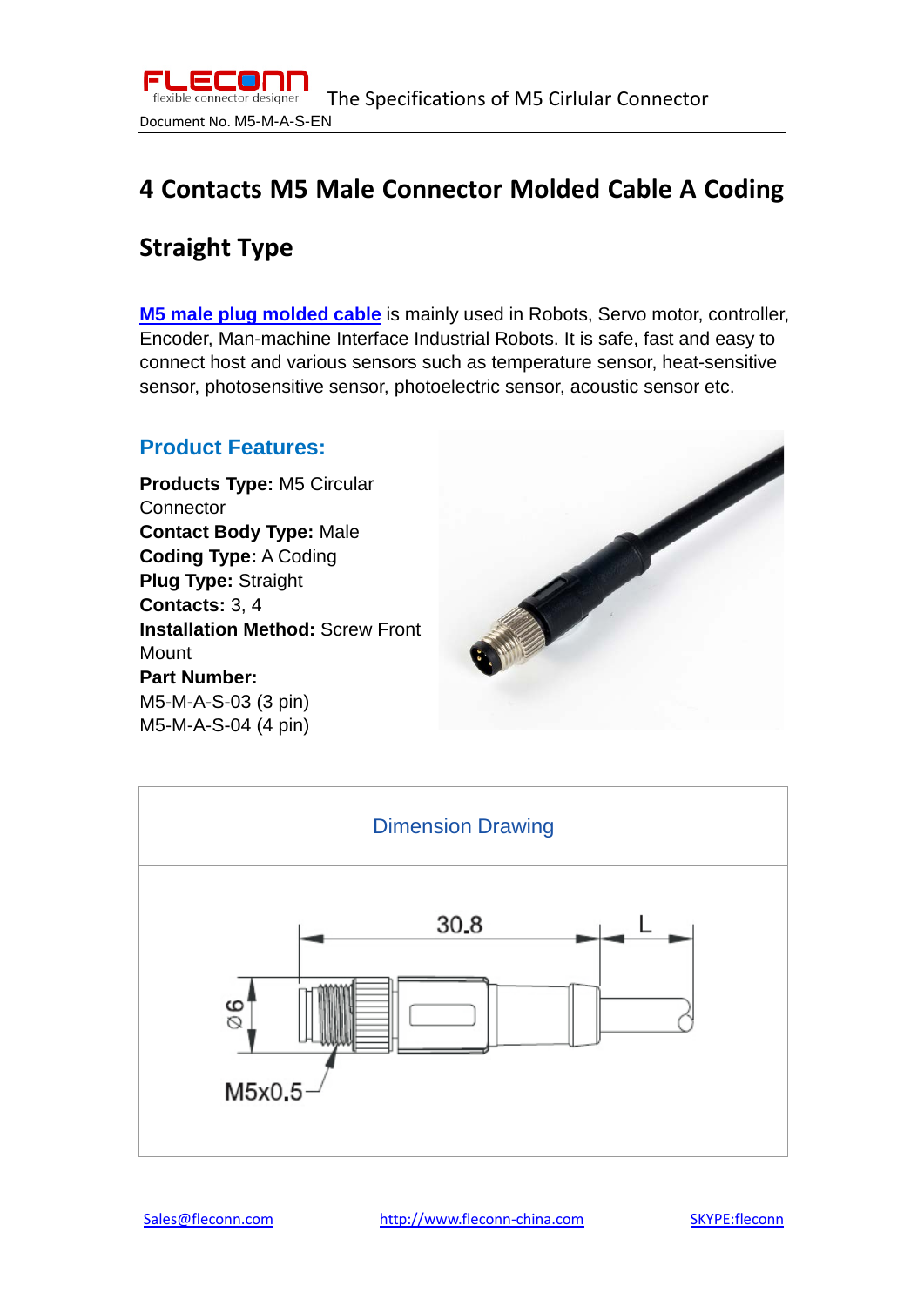# 4 Contacts M5 Male Connector Molded Cable A Coding

## Straight Type

**M5 male plug molded cable** is mainly used in Robots, Servo motor, controller, Encoder, Man-machine Interface Industrial Robots. It is safe, fast and easy to connect host and various sensors such as temperature sensor, heat-sensitive sensor, photosensitive sensor, photoelectric sensor, acoustic sensor etc.

### Product Features:

**Products Type:** M5 Circular Connector
**Contact Body Type:** Male
**Coding Type:** A Coding
**Plug Type:** Straight
**Contacts:** 3, 4
**Installation Method:** Screw Front Mount
**Part Number:**
M5-M-A-S-03 (3 pin)
M5-M-A-S-04 (4 pin)

| Dimension Drawing |
| --- |
| 30.8 L Ø6 M5x0.5 |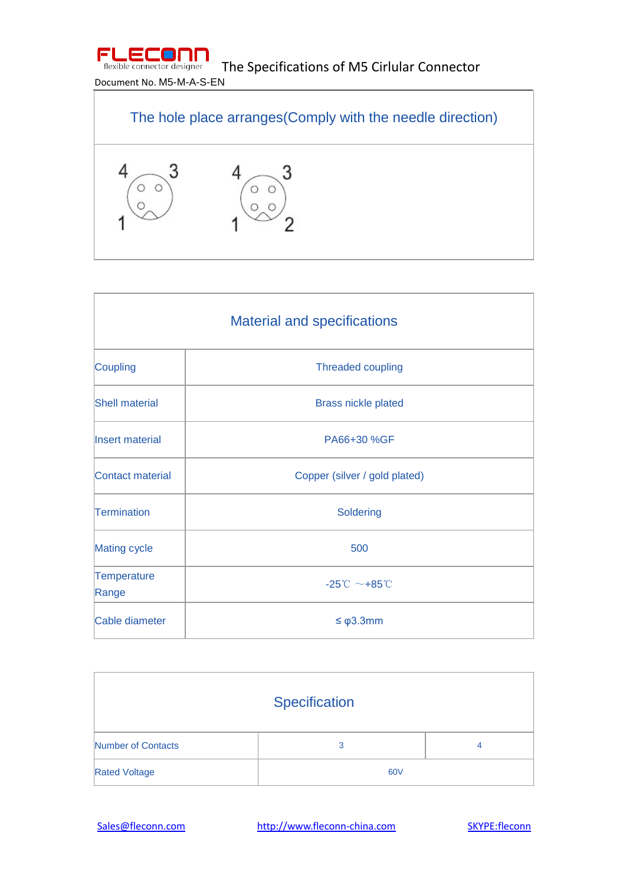# The Specifications of M5 Cirlular Connector

Document No. M5-M-A-S-EN

## The hole place arranges(Comply with the needle direction)

4 3
1

4 3
1 2

## Material and specifications

| Material and specifications | |
|---|---|
| Coupling | Threaded coupling |
| Shell material | Brass nickle plated |
| Insert material | PA66+30 %GF |
| Contact material | Copper (silver / gold plated) |
| Termination | Soldering |
| Mating cycle | 500 |
| Temperature Range | -25℃ ～+85℃ |
| Cable diameter | ≤ φ3.3mm |

## Specification

| Specification | | |
|---|---|---|
| Number of Contacts | 3 | 4 |
| Rated Voltage | 60V | |

Sales@fleconn.com    http://www.fleconn-china.com    SKYPE:fleconn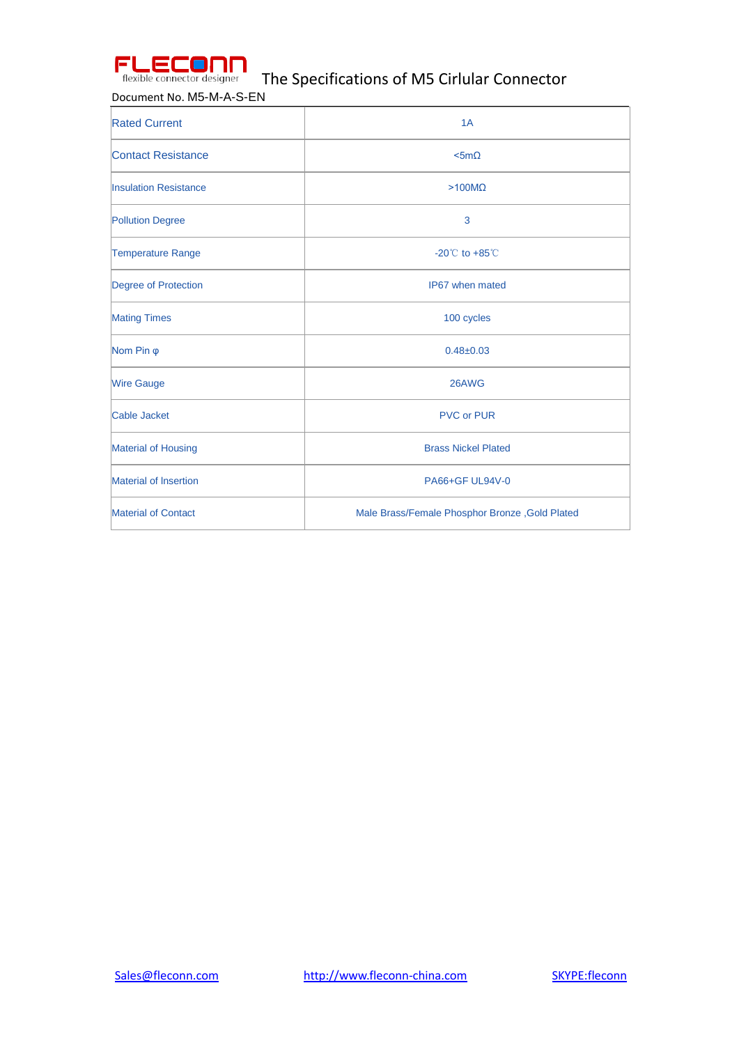FLECONN flexible connector designer

# The Specifications of M5 Cirlular Connector

Document No. M5-M-A-S-EN

| | |
|---|---|
| Rated Current | 1A |
| Contact Resistance | <5mΩ |
| Insulation Resistance | >100MΩ |
| Pollution Degree | 3 |
| Temperature Range | -20℃ to +85℃ |
| Degree of Protection | IP67 when mated |
| Mating Times | 100 cycles |
| Nom Pin φ | 0.48±0.03 |
| Wire Gauge | 26AWG |
| Cable Jacket | PVC or PUR |
| Material of Housing | Brass Nickel Plated |
| Material of Insertion | PA66+GF UL94V-0 |
| Material of Contact | Male Brass/Female Phosphor Bronze ,Gold Plated |

Sales@fleconn.com http://www.fleconn-china.com SKYPE:fleconn